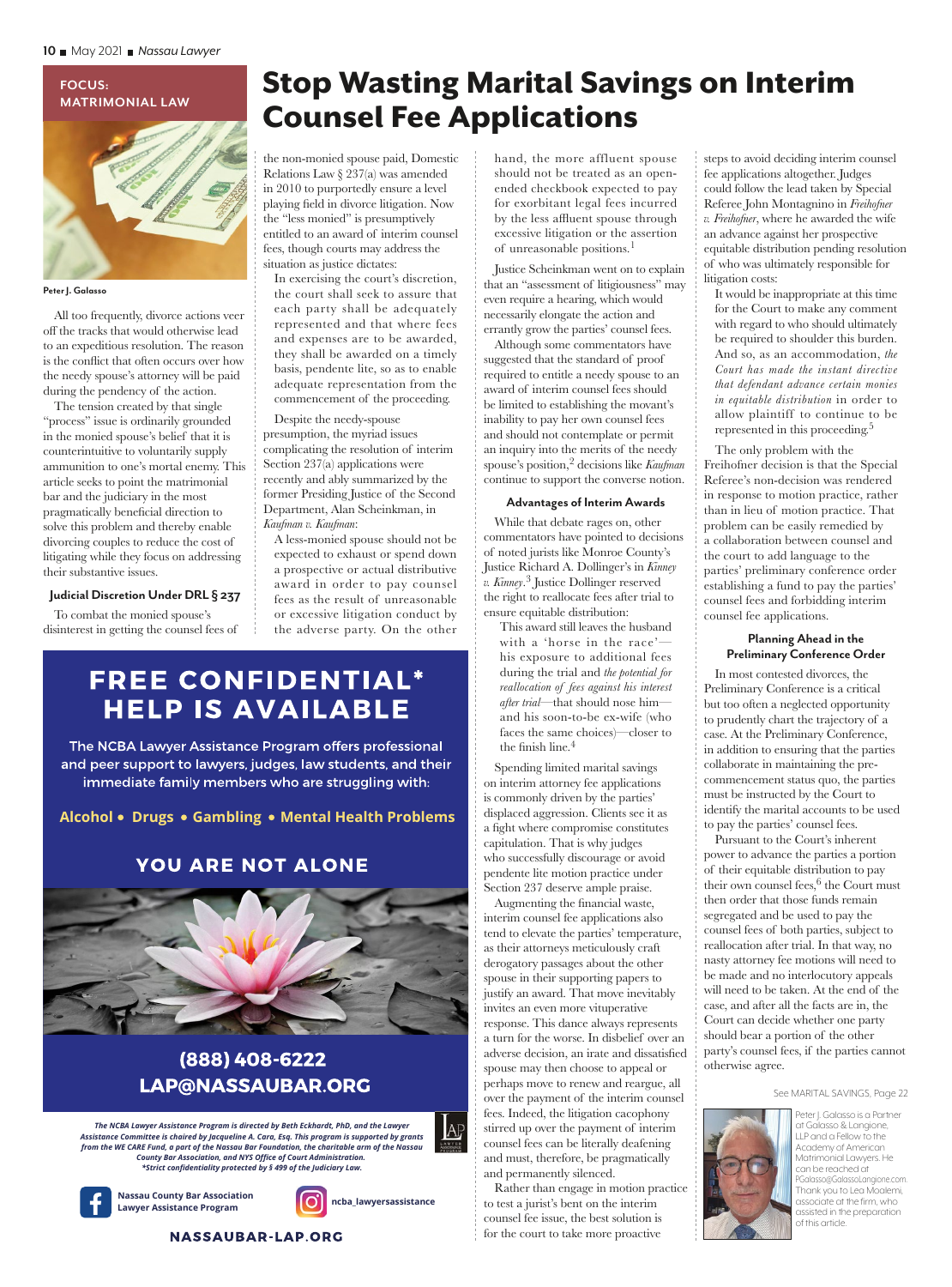FOCUS: MATRIMONIAL LAW

# Stop Wasting Marital Savings on Interim Counsel Fee Applications

Peter J. Galasso

All too frequently, divorce actions veer off the tracks that would otherwise lead to an expeditious resolution. The reason is the conflict that often occurs over how the needy spouse's attorney will be paid during the pendency of the action.

The tension created by that single "process" issue is ordinarily grounded in the monied spouse's belief that it is counterintuitive to voluntarily supply ammunition to one's mortal enemy. This article seeks to point the matrimonial bar and the judiciary in the most pragmatically beneficial direction to solve this problem and thereby enable divorcing couples to reduce the cost of litigating while they focus on addressing their substantive issues.

### Judicial Discretion Under DRL § 237

To combat the monied spouse's disinterest in getting the counsel fees of the non-monied spouse paid, Domestic Relations Law § 237(a) was amended in 2010 to purportedly ensure a level playing field in divorce litigation. Now the "less monied" is presumptively entitled to an award of interim counsel fees, though courts may address the situation as justice dictates:

> In exercising the court's discretion, the court shall seek to assure that each party shall be adequately represented and that where fees and expenses are to be awarded, they shall be awarded on a timely basis, pendente lite, so as to enable adequate representation from the commencement of the proceeding.

Despite the needy-spouse presumption, the myriad issues complicating the resolution of interim Section 237(a) applications were recently and ably summarized by the former Presiding Justice of the Second Department, Alan Scheinkman, in *Kaufman v. Kaufman*:

> A less-monied spouse should not be expected to exhaust or spend down a prospective or actual distributive award in order to pay counsel fees as the result of unreasonable or excessive litigation conduct by the adverse party. On the other hand, the more affluent spouse should not be treated as an open-ended checkbook expected to pay for exorbitant legal fees incurred by the less affluent spouse through excessive litigation or the assertion of unreasonable positions.[1]

Justice Scheinkman went on to explain that an "assessment of litigiousness" may even require a hearing, which would necessarily elongate the action and errantly grow the parties' counsel fees.

Although some commentators have suggested that the standard of proof required to entitle a needy spouse to an award of interim counsel fees should be limited to establishing the movant's inability to pay her own counsel fees and should not contemplate or permit an inquiry into the merits of the needy spouse's position,[2] decisions like *Kaufman* continue to support the converse notion.

### Advantages of Interim Awards

While that debate rages on, other commentators have pointed to decisions of noted jurists like Monroe County's Justice Richard A. Dollinger's in *Kinney v. Kinney*.[3] Justice Dollinger reserved the right to reallocate fees after trial to ensure equitable distribution:

> This award still leaves the husband with a 'horse in the race'—his exposure to additional fees during the trial and *the potential for reallocation of fees against his interest after trial*—that should nose him—and his soon-to-be ex-wife (who faces the same choices)—closer to the finish line.[4]

Spending limited marital savings on interim attorney fee applications is commonly driven by the parties' displaced aggression. Clients see it as a fight where compromise constitutes capitulation. That is why judges who successfully discourage or avoid pendente lite motion practice under Section 237 deserve ample praise.

Augmenting the financial waste, interim counsel fee applications also tend to elevate the parties' temperature, as their attorneys meticulously craft derogatory passages about the other spouse in their supporting papers to justify an award. That move inevitably invites an even more vituperative response. This dance always represents a turn for the worse. In disbelief over an adverse decision, an irate and dissatisfied spouse may then choose to appeal or perhaps move to renew and reargue, all over the payment of the interim counsel fees. Indeed, the litigation cacophony stirred up over the payment of interim counsel fees can be literally deafening and must, therefore, be pragmatically and permanently silenced.

Rather than engage in motion practice to test a jurist's bent on the interim counsel fee issue, the best solution is for the court to take more proactive steps to avoid deciding interim counsel fee applications altogether. Judges could follow the lead taken by Special Referee John Montagnino in *Freihofner v. Freihofner*, where he awarded the wife an advance against her prospective equitable distribution pending resolution of who was ultimately responsible for litigation costs:

> It would be inappropriate at this time for the Court to make any comment with regard to who should ultimately be required to shoulder this burden. And so, as an accommodation, *the Court has made the instant directive that defendant advance certain monies in equitable distribution* in order to allow plaintiff to continue to be represented in this proceeding.[5]

The only problem with the Freihofner decision is that the Special Referee's non-decision was rendered in response to motion practice, rather than in lieu of motion practice. That problem can be easily remedied by a collaboration between counsel and the court to add language to the parties' preliminary conference order establishing a fund to pay the parties' counsel fees and forbidding interim counsel fee applications.

### Planning Ahead in the Preliminary Conference Order

In most contested divorces, the Preliminary Conference is a critical but too often a neglected opportunity to prudently chart the trajectory of a case. At the Preliminary Conference, in addition to ensuring that the parties collaborate in maintaining the pre-commencement status quo, the parties must be instructed by the Court to identify the marital accounts to be used to pay the parties' counsel fees.

Pursuant to the Court's inherent power to advance the parties a portion of their equitable distribution to pay their own counsel fees,[6] the Court must then order that those funds remain segregated and be used to pay the counsel fees of both parties, subject to reallocation after trial. In that way, no nasty attorney fee motions will need to be made and no interlocutory appeals will need to be taken. At the end of the case, and after all the facts are in, the Court can decide whether one party should bear a portion of the other party's counsel fees, if the parties cannot otherwise agree.

See MARITAL SAVINGS, Page 22

Peter J. Galasso is a Partner at Galasso & Langione, LLP and a Fellow to the Academy of American Matrimonial Lawyers. He can be reached at PGalasso@GalassoLangione.com. Thank you to Lea Moalemi, associate at the firm, who assisted in the preparation of this article.

---

# FREE CONFIDENTIAL* HELP IS AVAILABLE

The NCBA Lawyer Assistance Program offers professional and peer support to lawyers, judges, law students, and their immediate family members who are struggling with:

**Alcohol • Drugs • Gambling • Mental Health Problems**

## YOU ARE NOT ALONE

**(888) 408-6222**
**LAP@NASSAUBAR.ORG**

*The NCBA Lawyer Assistance Program is directed by Beth Eckhardt, PhD, and the Lawyer Assistance Committee is chaired by Jacqueline A. Cara, Esq. This program is supported by grants from the WE CARE Fund, a part of the Nassau Bar Foundation, the charitable arm of the Nassau County Bar Association, and NYS Office of Court Administration.*
*\*Strict confidentiality protected by § 499 of the Judiciary Law.*

Nassau County Bar Association Lawyer Assistance Program

ncba_lawyersassistance

NASSAUBAR-LAP.ORG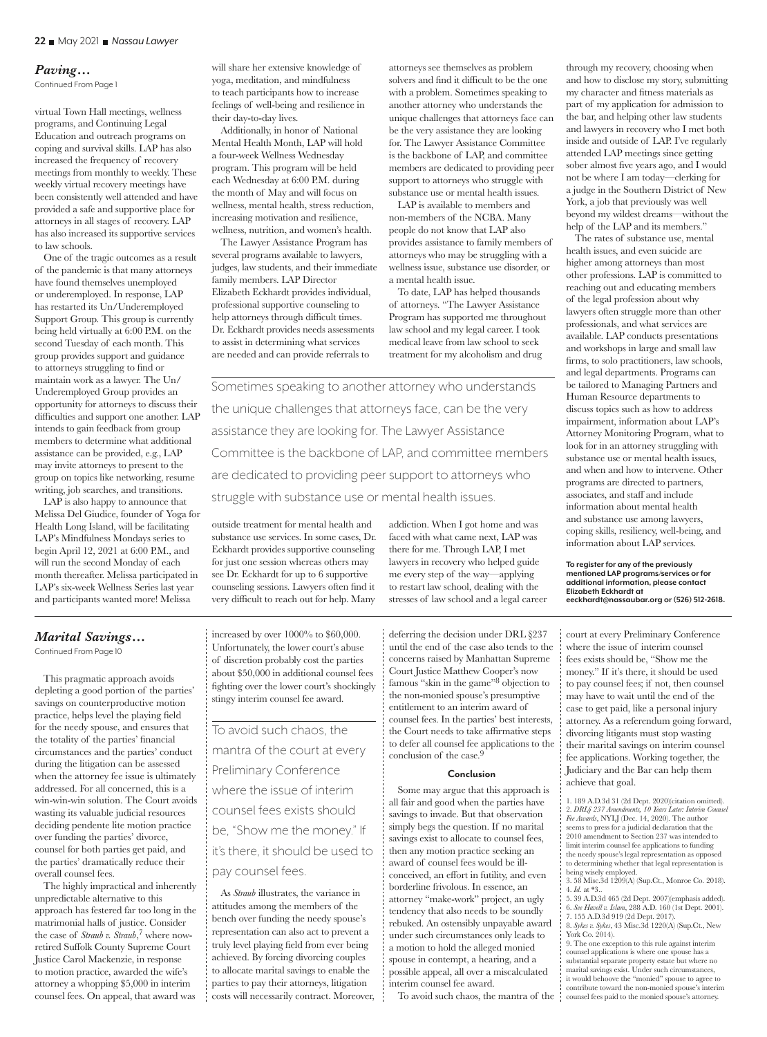## *Paving…*

Continued From Page 1

virtual Town Hall meetings, wellness programs, and Continuing Legal Education and outreach programs on coping and survival skills. LAP has also increased the frequency of recovery meetings from monthly to weekly. These weekly virtual recovery meetings have been consistently well attended and have provided a safe and supportive place for attorneys in all stages of recovery. LAP has also increased its supportive services to law schools.

One of the tragic outcomes as a result of the pandemic is that many attorneys have found themselves unemployed or underemployed. In response, LAP has restarted its Un/Underemployed Support Group. This group is currently being held virtually at 6:00 P.M. on the second Tuesday of each month. This group provides support and guidance to attorneys struggling to find or maintain work as a lawyer. The Un/Underemployed Group provides an opportunity for attorneys to discuss their difficulties and support one another. LAP intends to gain feedback from group members to determine what additional assistance can be provided, e.g., LAP may invite attorneys to present to the group on topics like networking, resume writing, job searches, and transitions.

LAP is also happy to announce that Melissa Del Giudice, founder of Yoga for Health Long Island, will be facilitating LAP's Mindfulness Mondays series to begin April 12, 2021 at 6:00 P.M., and will run the second Monday of each month thereafter. Melissa participated in LAP's six-week Wellness Series last year and participants wanted more! Melissa will share her extensive knowledge of yoga, meditation, and mindfulness to teach participants how to increase feelings of well-being and resilience in their day-to-day lives.

Additionally, in honor of National Mental Health Month, LAP will hold a four-week Wellness Wednesday program. This program will be held each Wednesday at 6:00 P.M. during the month of May and will focus on wellness, mental health, stress reduction, increasing motivation and resilience, wellness, nutrition, and women's health.

The Lawyer Assistance Program has several programs available to lawyers, judges, law students, and their immediate family members. LAP Director Elizabeth Eckhardt provides individual, professional supportive counseling to help attorneys through difficult times. Dr. Eckhardt provides needs assessments to assist in determining what services are needed and can provide referrals to outside treatment for mental health and substance use services. In some cases, Dr. Eckhardt provides supportive counseling for just one session whereas others may see Dr. Eckhardt for up to 6 supportive counseling sessions. Lawyers often find it very difficult to reach out for help. Many attorneys see themselves as problem solvers and find it difficult to be the one with a problem. Sometimes speaking to another attorney who understands the unique challenges that attorneys face can be the very assistance they are looking for. The Lawyer Assistance Committee is the backbone of LAP, and committee members are dedicated to providing peer support to attorneys who struggle with substance use or mental health issues.

LAP is available to members and non-members of the NCBA. Many people do not know that LAP also provides assistance to family members of attorneys who may be struggling with a wellness issue, substance use disorder, or a mental health issue.

To date, LAP has helped thousands of attorneys. "The Lawyer Assistance Program has supported me throughout law school and my legal career. I took medical leave from law school to seek treatment for my alcoholism and drug addiction. When I got home and was faced with what came next, LAP was there for me. Through LAP, I met lawyers in recovery who helped guide me every step of the way—applying to restart law school, dealing with the stresses of law school and a legal career through my recovery, choosing when and how to disclose my story, submitting my character and fitness materials as part of my application for admission to the bar, and helping other law students and lawyers in recovery who I met both inside and outside of LAP. I've regularly attended LAP meetings since getting sober almost five years ago, and I would not be where I am today—clerking for a judge in the Southern District of New York, a job that previously was well beyond my wildest dreams—without the help of the LAP and its members."

> Sometimes speaking to another attorney who understands the unique challenges that attorneys face, can be the very assistance they are looking for. The Lawyer Assistance Committee is the backbone of LAP, and committee members are dedicated to providing peer support to attorneys who struggle with substance use or mental health issues.

The rates of substance use, mental health issues, and even suicide are higher among attorneys than most other professions. LAP is committed to reaching out and educating members of the legal profession about why lawyers often struggle more than other professionals, and what services are available. LAP conducts presentations and workshops in large and small law firms, to solo practitioners, law schools, and legal departments. Programs can be tailored to Managing Partners and Human Resource departments to discuss topics such as how to address impairment, information about LAP's Attorney Monitoring Program, what to look for in an attorney struggling with substance use or mental health issues, and when and how to intervene. Other programs are directed to partners, associates, and staff and include information about mental health and substance use among lawyers, coping skills, resiliency, well-being, and information about LAP services.

**To register for any of the previously mentioned LAP programs/services or for additional information, please contact Elizabeth Eckhardt at eeckhardt@nassaubar.org or (526) 512-2618.**

## *Marital Savings…*

Continued From Page 10

This pragmatic approach avoids depleting a good portion of the parties' savings on counterproductive motion practice, helps level the playing field for the needy spouse, and ensures that the totality of the parties' financial circumstances and the parties' conduct during the litigation can be assessed when the attorney fee issue is ultimately addressed. For all concerned, this is a win-win-win solution. The Court avoids wasting its valuable judicial resources deciding pendente lite motion practice over funding the parties' divorce, counsel for both parties get paid, and the parties' dramatically reduce their overall counsel fees.

The highly impractical and inherently unpredictable alternative to this approach has festered far too long in the matrimonial halls of justice. Consider the case of *Straub v. Straub*,[7] where now-retired Suffolk County Supreme Court Justice Carol Mackenzie, in response to motion practice, awarded the wife's attorney a whopping $5,000 in interim counsel fees. On appeal, that award was increased by over 1000% to $60,000. Unfortunately, the lower court's abuse of discretion probably cost the parties about $50,000 in additional counsel fees fighting over the lower court's shockingly stingy interim counsel fee award.

> To avoid such chaos, the mantra of the court at every Preliminary Conference where the issue of interim counsel fees exists should be, "Show me the money." If it's there, it should be used to pay counsel fees.

As *Straub* illustrates, the variance in attitudes among the members of the bench over funding the needy spouse's representation can also act to prevent a truly level playing field from ever being achieved. By forcing divorcing couples to allocate marital savings to enable the parties to pay their attorneys, litigation costs will necessarily contract. Moreover, deferring the decision under DRL §237 until the end of the case also tends to the concerns raised by Manhattan Supreme Court Justice Matthew Cooper's now famous "skin in the game"[8] objection to the non-monied spouse's presumptive entitlement to an interim award of counsel fees. In the parties' best interests, the Court needs to take affirmative steps to defer all counsel fee applications to the conclusion of the case.[9]

### Conclusion

Some may argue that this approach is all fair and good when the parties have savings to invade. But that observation simply begs the question. If no marital savings exist to allocate to counsel fees, then any motion practice seeking an award of counsel fees would be ill-conceived, an effort in futility, and even borderline frivolous. In essence, an attorney "make-work" project, an ugly tendency that also needs to be soundly rebuked. An ostensibly unpayable award under such circumstances only leads to a motion to hold the alleged monied spouse in contempt, a hearing, and a possible appeal, all over a miscalculated interim counsel fee award.

To avoid such chaos, the mantra of the court at every Preliminary Conference where the issue of interim counsel fees exists should be, "Show me the money." If it's there, it should be used to pay counsel fees; if not, then counsel may have to wait until the end of the case to get paid, like a personal injury attorney. As a referendum going forward, divorcing litigants must stop wasting their marital savings on interim counsel fee applications. Working together, the Judiciary and the Bar can help them achieve that goal.

1. 189 A.D.3d 31 (2d Dept. 2020)(citation omitted).
2. *DRL§ 237 Amendments, 10 Years Later: Interim Counsel Fee Awards*, NYLJ (Dec. 14, 2020). The author seems to press for a judicial declaration that the 2010 amendment to Section 237 was intended to limit interim counsel fee applications to funding the needy spouse's legal representation as opposed to determining whether that legal representation is being wisely employed.
3. 58 Misc.3d 1209(A) (Sup.Ct., Monroe Co. 2018).
4. *Id.* at *3..
5. 39 A.D.3d 465 (2d Dept. 2007)(emphasis added).
6. *See Havell v. Islam*, 288 A.D. 160 (1st Dept. 2001).
7. 155 A.D.3d 919 (2d Dept. 2017).
8. *Sykes v. Sykes*, 43 Misc.3d 1220(A) (Sup.Ct., New York Co. 2014).
9. The one exception to this rule against interim counsel applications is where one spouse has a substantial separate property estate but where no marital savings exist. Under such circumstances, it would behoove the "monied" spouse to agree to contribute toward the non-monied spouse's interim counsel fees paid to the monied spouse's attorney.